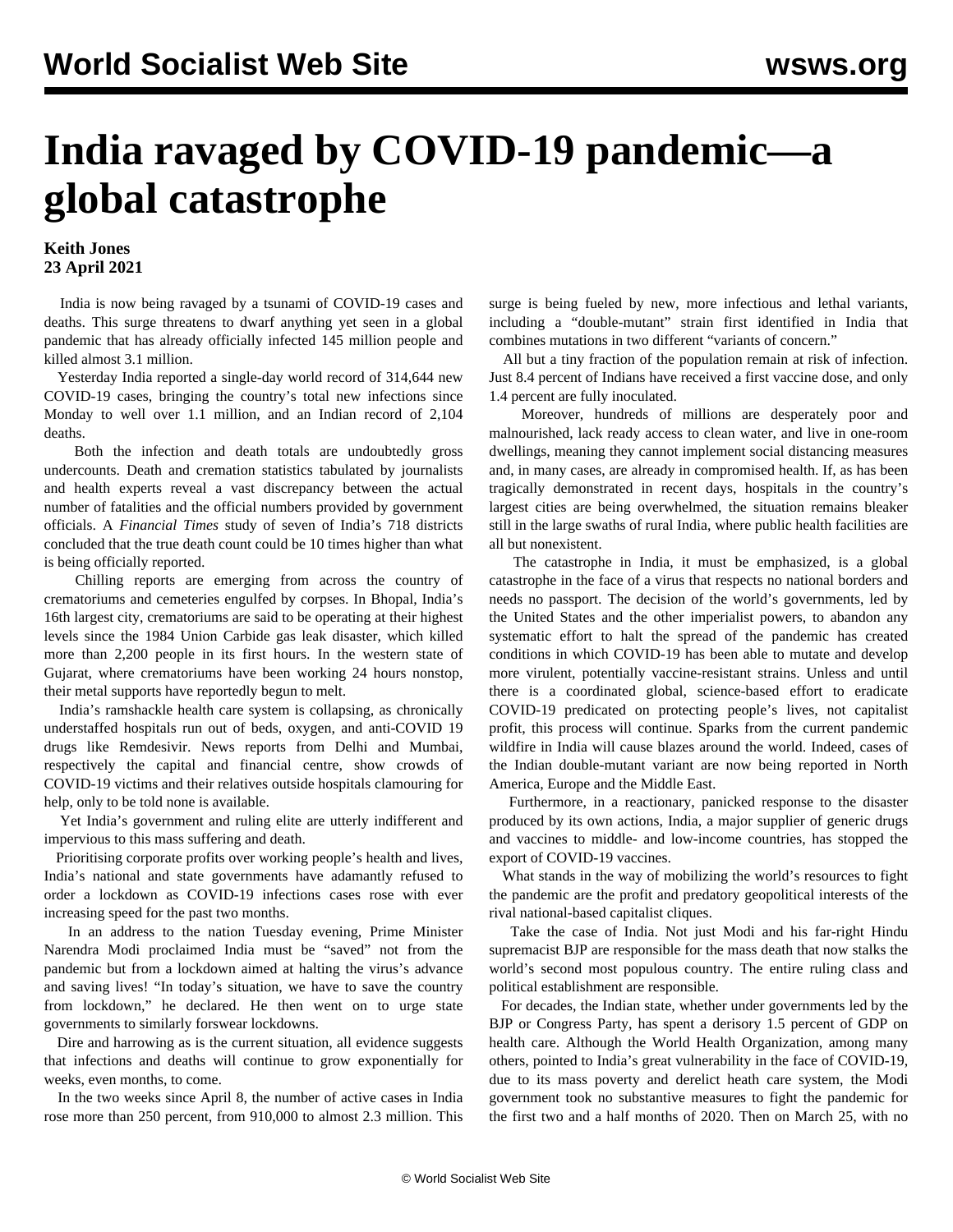# India ravaged by COVID-19 pandemic—a global catastrophe

**Keith Jones**
**23 April 2021**

India is now being ravaged by a tsunami of COVID-19 cases and deaths. This surge threatens to dwarf anything yet seen in a global pandemic that has already officially infected 145 million people and killed almost 3.1 million.

Yesterday India reported a single-day world record of 314,644 new COVID-19 cases, bringing the country's total new infections since Monday to well over 1.1 million, and an Indian record of 2,104 deaths.

Both the infection and death totals are undoubtedly gross undercounts. Death and cremation statistics tabulated by journalists and health experts reveal a vast discrepancy between the actual number of fatalities and the official numbers provided by government officials. A *Financial Times* study of seven of India's 718 districts concluded that the true death count could be 10 times higher than what is being officially reported.

Chilling reports are emerging from across the country of crematoriums and cemeteries engulfed by corpses. In Bhopal, India's 16th largest city, crematoriums are said to be operating at their highest levels since the 1984 Union Carbide gas leak disaster, which killed more than 2,200 people in its first hours. In the western state of Gujarat, where crematoriums have been working 24 hours nonstop, their metal supports have reportedly begun to melt.

India's ramshackle health care system is collapsing, as chronically understaffed hospitals run out of beds, oxygen, and anti-COVID 19 drugs like Remdesivir. News reports from Delhi and Mumbai, respectively the capital and financial centre, show crowds of COVID-19 victims and their relatives outside hospitals clamouring for help, only to be told none is available.

Yet India's government and ruling elite are utterly indifferent and impervious to this mass suffering and death.

Prioritising corporate profits over working people's health and lives, India's national and state governments have adamantly refused to order a lockdown as COVID-19 infections cases rose with ever increasing speed for the past two months.

In an address to the nation Tuesday evening, Prime Minister Narendra Modi proclaimed India must be "saved" not from the pandemic but from a lockdown aimed at halting the virus's advance and saving lives! "In today's situation, we have to save the country from lockdown," he declared. He then went on to urge state governments to similarly forswear lockdowns.

Dire and harrowing as is the current situation, all evidence suggests that infections and deaths will continue to grow exponentially for weeks, even months, to come.

In the two weeks since April 8, the number of active cases in India rose more than 250 percent, from 910,000 to almost 2.3 million. This surge is being fueled by new, more infectious and lethal variants, including a "double-mutant" strain first identified in India that combines mutations in two different "variants of concern."

All but a tiny fraction of the population remain at risk of infection. Just 8.4 percent of Indians have received a first vaccine dose, and only 1.4 percent are fully inoculated.

Moreover, hundreds of millions are desperately poor and malnourished, lack ready access to clean water, and live in one-room dwellings, meaning they cannot implement social distancing measures and, in many cases, are already in compromised health. If, as has been tragically demonstrated in recent days, hospitals in the country's largest cities are being overwhelmed, the situation remains bleaker still in the large swaths of rural India, where public health facilities are all but nonexistent.

The catastrophe in India, it must be emphasized, is a global catastrophe in the face of a virus that respects no national borders and needs no passport. The decision of the world's governments, led by the United States and the other imperialist powers, to abandon any systematic effort to halt the spread of the pandemic has created conditions in which COVID-19 has been able to mutate and develop more virulent, potentially vaccine-resistant strains. Unless and until there is a coordinated global, science-based effort to eradicate COVID-19 predicated on protecting people's lives, not capitalist profit, this process will continue. Sparks from the current pandemic wildfire in India will cause blazes around the world. Indeed, cases of the Indian double-mutant variant are now being reported in North America, Europe and the Middle East.

Furthermore, in a reactionary, panicked response to the disaster produced by its own actions, India, a major supplier of generic drugs and vaccines to middle- and low-income countries, has stopped the export of COVID-19 vaccines.

What stands in the way of mobilizing the world's resources to fight the pandemic are the profit and predatory geopolitical interests of the rival national-based capitalist cliques.

Take the case of India. Not just Modi and his far-right Hindu supremacist BJP are responsible for the mass death that now stalks the world's second most populous country. The entire ruling class and political establishment are responsible.

For decades, the Indian state, whether under governments led by the BJP or Congress Party, has spent a derisory 1.5 percent of GDP on health care. Although the World Health Organization, among many others, pointed to India's great vulnerability in the face of COVID-19, due to its mass poverty and derelict heath care system, the Modi government took no substantive measures to fight the pandemic for the first two and a half months of 2020. Then on March 25, with no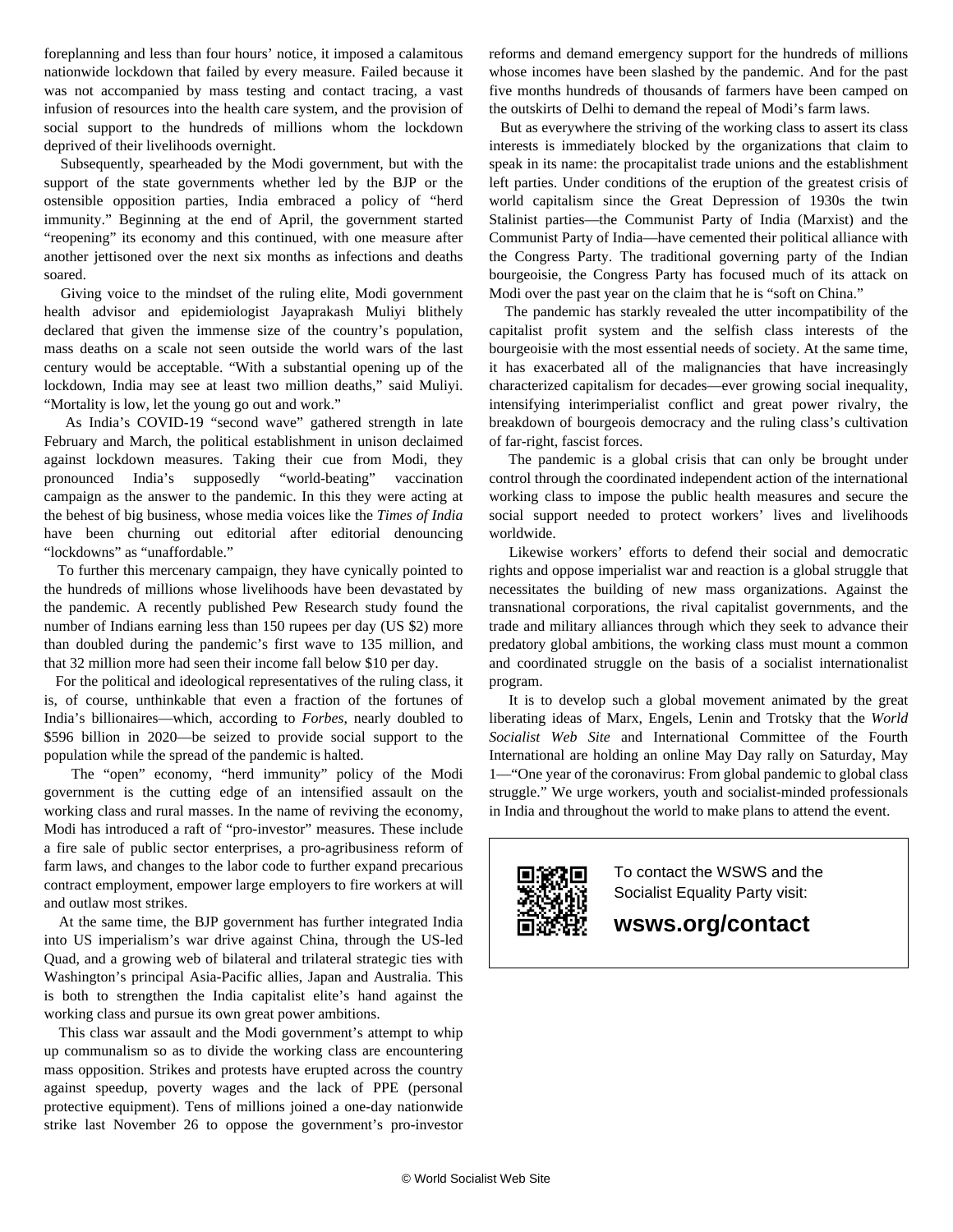foreplanning and less than four hours' notice, it imposed a calamitous nationwide lockdown that failed by every measure. Failed because it was not accompanied by mass testing and contact tracing, a vast infusion of resources into the health care system, and the provision of social support to the hundreds of millions whom the lockdown deprived of their livelihoods overnight.

Subsequently, spearheaded by the Modi government, but with the support of the state governments whether led by the BJP or the ostensible opposition parties, India embraced a policy of "herd immunity." Beginning at the end of April, the government started "reopening" its economy and this continued, with one measure after another jettisoned over the next six months as infections and deaths soared.

Giving voice to the mindset of the ruling elite, Modi government health advisor and epidemiologist Jayaprakash Muliyi blithely declared that given the immense size of the country's population, mass deaths on a scale not seen outside the world wars of the last century would be acceptable. "With a substantial opening up of the lockdown, India may see at least two million deaths," said Muliyi. "Mortality is low, let the young go out and work."

As India's COVID-19 "second wave" gathered strength in late February and March, the political establishment in unison declaimed against lockdown measures. Taking their cue from Modi, they pronounced India's supposedly "world-beating" vaccination campaign as the answer to the pandemic. In this they were acting at the behest of big business, whose media voices like the *Times of India* have been churning out editorial after editorial denouncing "lockdowns" as "unaffordable."

To further this mercenary campaign, they have cynically pointed to the hundreds of millions whose livelihoods have been devastated by the pandemic. A recently published Pew Research study found the number of Indians earning less than 150 rupees per day (US $2) more than doubled during the pandemic's first wave to 135 million, and that 32 million more had seen their income fall below $10 per day.

For the political and ideological representatives of the ruling class, it is, of course, unthinkable that even a fraction of the fortunes of India's billionaires—which, according to *Forbes*, nearly doubled to $596 billion in 2020—be seized to provide social support to the population while the spread of the pandemic is halted.

The "open" economy, "herd immunity" policy of the Modi government is the cutting edge of an intensified assault on the working class and rural masses. In the name of reviving the economy, Modi has introduced a raft of "pro-investor" measures. These include a fire sale of public sector enterprises, a pro-agribusiness reform of farm laws, and changes to the labor code to further expand precarious contract employment, empower large employers to fire workers at will and outlaw most strikes.

At the same time, the BJP government has further integrated India into US imperialism's war drive against China, through the US-led Quad, and a growing web of bilateral and trilateral strategic ties with Washington's principal Asia-Pacific allies, Japan and Australia. This is both to strengthen the India capitalist elite's hand against the working class and pursue its own great power ambitions.

This class war assault and the Modi government's attempt to whip up communalism so as to divide the working class are encountering mass opposition. Strikes and protests have erupted across the country against speedup, poverty wages and the lack of PPE (personal protective equipment). Tens of millions joined a one-day nationwide strike last November 26 to oppose the government's pro-investor reforms and demand emergency support for the hundreds of millions whose incomes have been slashed by the pandemic. And for the past five months hundreds of thousands of farmers have been camped on the outskirts of Delhi to demand the repeal of Modi's farm laws.

But as everywhere the striving of the working class to assert its class interests is immediately blocked by the organizations that claim to speak in its name: the procapitalist trade unions and the establishment left parties. Under conditions of the eruption of the greatest crisis of world capitalism since the Great Depression of 1930s the twin Stalinist parties—the Communist Party of India (Marxist) and the Communist Party of India—have cemented their political alliance with the Congress Party. The traditional governing party of the Indian bourgeoisie, the Congress Party has focused much of its attack on Modi over the past year on the claim that he is "soft on China."

The pandemic has starkly revealed the utter incompatibility of the capitalist profit system and the selfish class interests of the bourgeoisie with the most essential needs of society. At the same time, it has exacerbated all of the malignancies that have increasingly characterized capitalism for decades—ever growing social inequality, intensifying interimperialist conflict and great power rivalry, the breakdown of bourgeois democracy and the ruling class's cultivation of far-right, fascist forces.

The pandemic is a global crisis that can only be brought under control through the coordinated independent action of the international working class to impose the public health measures and secure the social support needed to protect workers' lives and livelihoods worldwide.

Likewise workers' efforts to defend their social and democratic rights and oppose imperialist war and reaction is a global struggle that necessitates the building of new mass organizations. Against the transnational corporations, the rival capitalist governments, and the trade and military alliances through which they seek to advance their predatory global ambitions, the working class must mount a common and coordinated struggle on the basis of a socialist internationalist program.

It is to develop such a global movement animated by the great liberating ideas of Marx, Engels, Lenin and Trotsky that the *World Socialist Web Site* and International Committee of the Fourth International are holding an online May Day rally on Saturday, May 1—"One year of the coronavirus: From global pandemic to global class struggle." We urge workers, youth and socialist-minded professionals in India and throughout the world to make plans to attend the event.

To contact the WSWS and the Socialist Equality Party visit:

**wsws.org/contact**